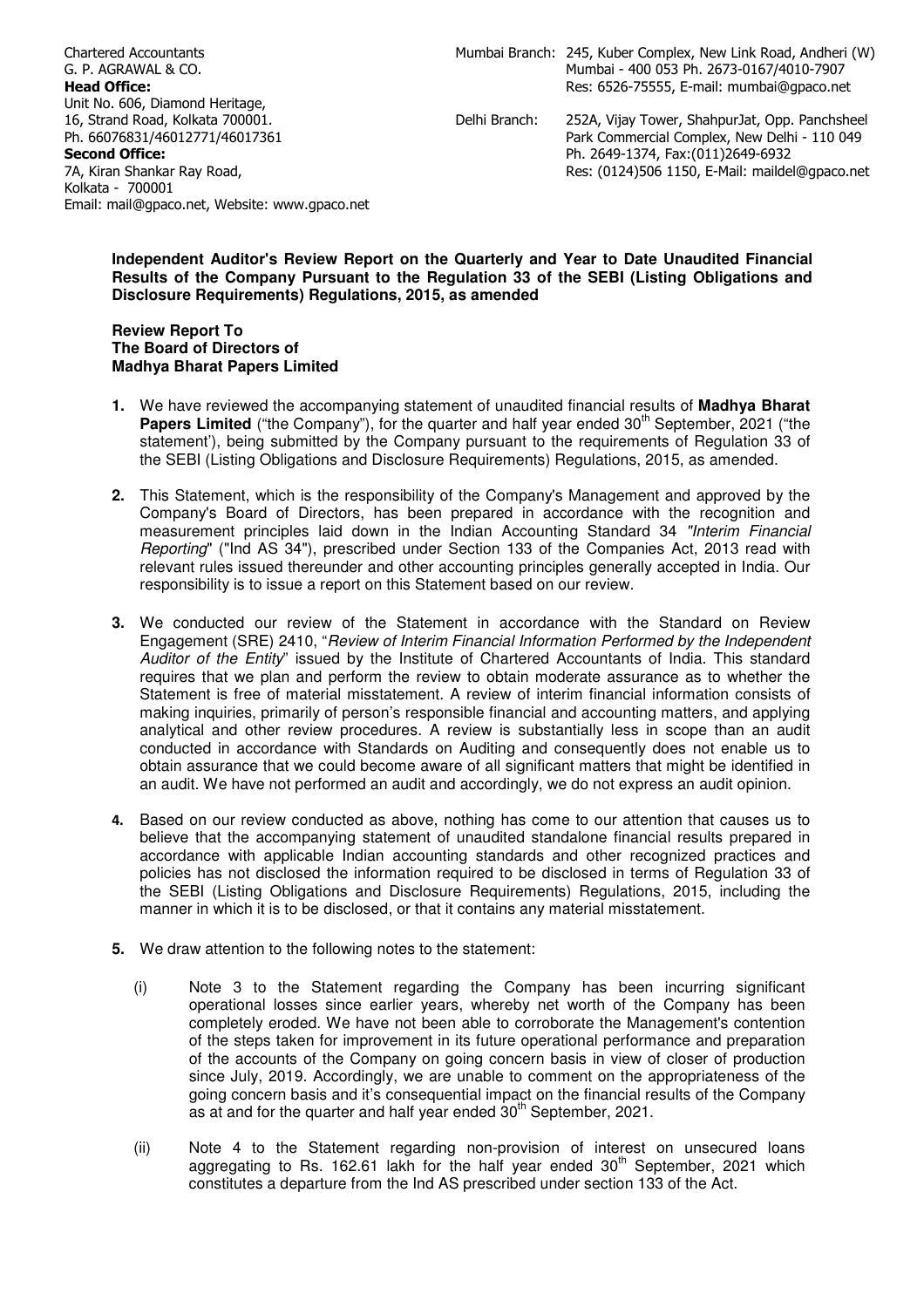Chartered Accountants
G. P. AGRAWAL & CO.
**Head Office:**
Unit No. 606, Diamond Heritage,
16, Strand Road, Kolkata 700001.
Ph. 66076831/46012771/46017361
**Second Office:**
7A, Kiran Shankar Ray Road,
Kolkata - 700001
Email: mail@gpaco.net, Website: www.gpaco.net

Mumbai Branch: 245, Kuber Complex, New Link Road, Andheri (W)
Mumbai - 400 053 Ph. 2673-0167/4010-7907
Res: 6526-75555, E-mail: mumbai@gpaco.net

Delhi Branch: 252A, Vijay Tower, ShahpurJat, Opp. Panchsheel
Park Commercial Complex, New Delhi - 110 049
Ph. 2649-1374, Fax:(011)2649-6932
Res: (0124)506 1150, E-Mail: maildel@gpaco.net

**Independent Auditor's Review Report on the Quarterly and Year to Date Unaudited Financial Results of the Company Pursuant to the Regulation 33 of the SEBI (Listing Obligations and Disclosure Requirements) Regulations, 2015, as amended**

**Review Report To**
**The Board of Directors of**
**Madhya Bharat Papers Limited**

1. We have reviewed the accompanying statement of unaudited financial results of **Madhya Bharat Papers Limited** ("the Company"), for the quarter and half year ended 30th September, 2021 ("the statement'), being submitted by the Company pursuant to the requirements of Regulation 33 of the SEBI (Listing Obligations and Disclosure Requirements) Regulations, 2015, as amended.

2. This Statement, which is the responsibility of the Company's Management and approved by the Company's Board of Directors, has been prepared in accordance with the recognition and measurement principles laid down in the Indian Accounting Standard 34 *"Interim Financial Reporting*" ("Ind AS 34"), prescribed under Section 133 of the Companies Act, 2013 read with relevant rules issued thereunder and other accounting principles generally accepted in India. Our responsibility is to issue a report on this Statement based on our review.

3. We conducted our review of the Statement in accordance with the Standard on Review Engagement (SRE) 2410, "*Review of Interim Financial Information Performed by the Independent Auditor of the Entity*" issued by the Institute of Chartered Accountants of India. This standard requires that we plan and perform the review to obtain moderate assurance as to whether the Statement is free of material misstatement. A review of interim financial information consists of making inquiries, primarily of person's responsible financial and accounting matters, and applying analytical and other review procedures. A review is substantially less in scope than an audit conducted in accordance with Standards on Auditing and consequently does not enable us to obtain assurance that we could become aware of all significant matters that might be identified in an audit. We have not performed an audit and accordingly, we do not express an audit opinion.

4. Based on our review conducted as above, nothing has come to our attention that causes us to believe that the accompanying statement of unaudited standalone financial results prepared in accordance with applicable Indian accounting standards and other recognized practices and policies has not disclosed the information required to be disclosed in terms of Regulation 33 of the SEBI (Listing Obligations and Disclosure Requirements) Regulations, 2015, including the manner in which it is to be disclosed, or that it contains any material misstatement.

5. We draw attention to the following notes to the statement:

   (i) Note 3 to the Statement regarding the Company has been incurring significant operational losses since earlier years, whereby net worth of the Company has been completely eroded. We have not been able to corroborate the Management's contention of the steps taken for improvement in its future operational performance and preparation of the accounts of the Company on going concern basis in view of closer of production since July, 2019. Accordingly, we are unable to comment on the appropriateness of the going concern basis and it's consequential impact on the financial results of the Company as at and for the quarter and half year ended 30th September, 2021.

   (ii) Note 4 to the Statement regarding non-provision of interest on unsecured loans aggregating to Rs. 162.61 lakh for the half year ended 30th September, 2021 which constitutes a departure from the Ind AS prescribed under section 133 of the Act.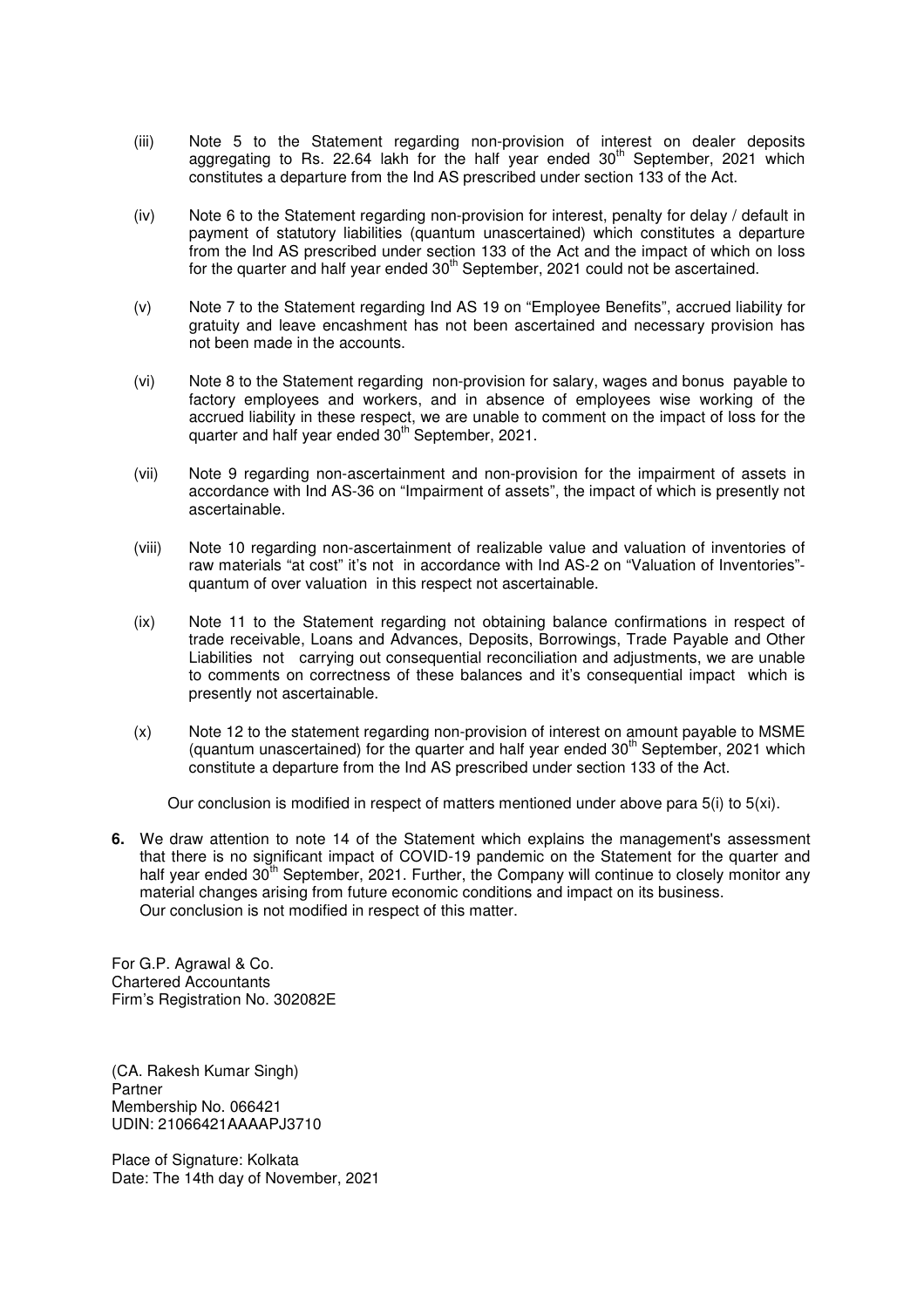(iii) Note 5 to the Statement regarding non-provision of interest on dealer deposits aggregating to Rs. 22.64 lakh for the half year ended 30th September, 2021 which constitutes a departure from the Ind AS prescribed under section 133 of the Act.

(iv) Note 6 to the Statement regarding non-provision for interest, penalty for delay / default in payment of statutory liabilities (quantum unascertained) which constitutes a departure from the Ind AS prescribed under section 133 of the Act and the impact of which on loss for the quarter and half year ended 30th September, 2021 could not be ascertained.

(v) Note 7 to the Statement regarding Ind AS 19 on "Employee Benefits", accrued liability for gratuity and leave encashment has not been ascertained and necessary provision has not been made in the accounts.

(vi) Note 8 to the Statement regarding non-provision for salary, wages and bonus payable to factory employees and workers, and in absence of employees wise working of the accrued liability in these respect, we are unable to comment on the impact of loss for the quarter and half year ended 30th September, 2021.

(vii) Note 9 regarding non-ascertainment and non-provision for the impairment of assets in accordance with Ind AS-36 on "Impairment of assets", the impact of which is presently not ascertainable.

(viii) Note 10 regarding non-ascertainment of realizable value and valuation of inventories of raw materials "at cost" it's not in accordance with Ind AS-2 on "Valuation of Inventories"- quantum of over valuation in this respect not ascertainable.

(ix) Note 11 to the Statement regarding not obtaining balance confirmations in respect of trade receivable, Loans and Advances, Deposits, Borrowings, Trade Payable and Other Liabilities not carrying out consequential reconciliation and adjustments, we are unable to comments on correctness of these balances and it's consequential impact which is presently not ascertainable.

(x) Note 12 to the statement regarding non-provision of interest on amount payable to MSME (quantum unascertained) for the quarter and half year ended 30th September, 2021 which constitute a departure from the Ind AS prescribed under section 133 of the Act.

Our conclusion is modified in respect of matters mentioned under above para 5(i) to 5(xi).

**6.** We draw attention to note 14 of the Statement which explains the management's assessment that there is no significant impact of COVID-19 pandemic on the Statement for the quarter and half year ended 30th September, 2021. Further, the Company will continue to closely monitor any material changes arising from future economic conditions and impact on its business. Our conclusion is not modified in respect of this matter.

For G.P. Agrawal & Co.
Chartered Accountants
Firm's Registration No. 302082E

(CA. Rakesh Kumar Singh)
Partner
Membership No. 066421
UDIN: 21066421AAAAPJ3710

Place of Signature: Kolkata
Date: The 14th day of November, 2021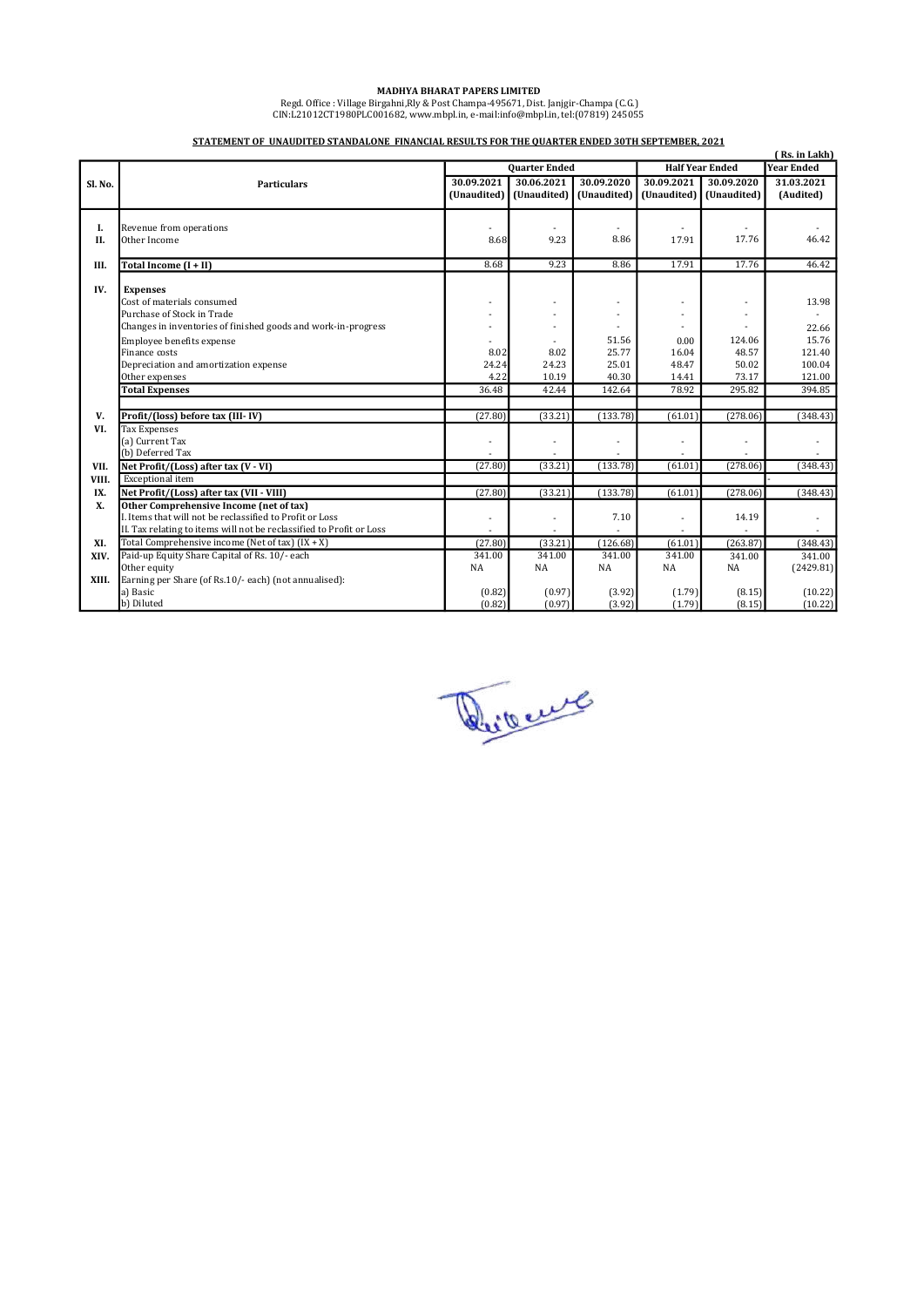**MADHYA BHARAT PAPERS LIMITED**

Regd. Office : Village Birgahni,Rly & Post Champa-495671, Dist. Janjgir-Champa (C.G.)
CIN:L21012CT1980PLC001682, www.mbpl.in, e-mail:info@mbpl.in, tel:(07819) 245055

**STATEMENT OF UNAUDITED STANDALONE FINANCIAL RESULTS FOR THE QUARTER ENDED 30TH SEPTEMBER, 2021**

( Rs. in Lakh)

| Sl. No. | Particulars | Quarter Ended | | | Half Year Ended | | Year Ended |
|---|---|---|---|---|---|---|---|
| | | 30.09.2021 (Unaudited) | 30.06.2021 (Unaudited) | 30.09.2020 (Unaudited) | 30.09.2021 (Unaudited) | 30.09.2020 (Unaudited) | 31.03.2021 (Audited) |
| I. | Revenue from operations | - | - | - | - | - | - |
| II. | Other Income | 8.68 | 9.23 | 8.86 | 17.91 | 17.76 | 46.42 |
| III. | **Total Income (I + II)** | 8.68 | 9.23 | 8.86 | 17.91 | 17.76 | 46.42 |
| IV. | **Expenses** | | | | | | |
| | Cost of materials consumed | - | - | - | - | - | 13.98 |
| | Purchase of Stock in Trade | - | - | - | - | - | - |
| | Changes in inventories of finished goods and work-in-progress | - | - | - | - | - | 22.66 |
| | Employee benefits expense | - | - | 51.56 | 0.00 | 124.06 | 15.76 |
| | Finance costs | 8.02 | 8.02 | 25.77 | 16.04 | 48.57 | 121.40 |
| | Depreciation and amortization expense | 24.24 | 24.23 | 25.01 | 48.47 | 50.02 | 100.04 |
| | Other expenses | 4.22 | 10.19 | 40.30 | 14.41 | 73.17 | 121.00 |
| | **Total Expenses** | 36.48 | 42.44 | 142.64 | 78.92 | 295.82 | 394.85 |
| V. | **Profit/(loss) before tax (III- IV)** | (27.80) | (33.21) | (133.78) | (61.01) | (278.06) | (348.43) |
| VI. | Tax Expenses | | | | | | |
| | (a) Current Tax | - | - | - | - | - | - |
| | (b) Deferred Tax | - | - | - | - | - | - |
| VII. | **Net Profit/(Loss) after tax (V - VI)** | (27.80) | (33.21) | (133.78) | (61.01) | (278.06) | (348.43) |
| VIII. | Exceptional item | | | | | | - |
| IX. | **Net Profit/(Loss) after tax (VII - VIII)** | (27.80) | (33.21) | (133.78) | (61.01) | (278.06) | (348.43) |
| X. | **Other Comprehensive Income (net of tax)** | | | | | | |
| | I. Items that will not be reclassified to Profit or Loss | - | - | 7.10 | - | 14.19 | - |
| | II. Tax relating to items will not be reclassified to Profit or Loss | - | - | - | - | - | - |
| XI. | Total Comprehensive income (Net of tax) (IX + X) | (27.80) | (33.21) | (126.68) | (61.01) | (263.87) | (348.43) |
| XIV. | Paid-up Equity Share Capital of Rs. 10/- each | 341.00 | 341.00 | 341.00 | 341.00 | 341.00 | 341.00 |
| | Other equity | NA | NA | NA | NA | NA | (2429.81) |
| XIII. | Earning per Share (of Rs.10/- each) (not annualised): | | | | | | |
| | a) Basic | (0.82) | (0.97) | (3.92) | (1.79) | (8.15) | (10.22) |
| | b) Diluted | (0.82) | (0.97) | (3.92) | (1.79) | (8.15) | (10.22) |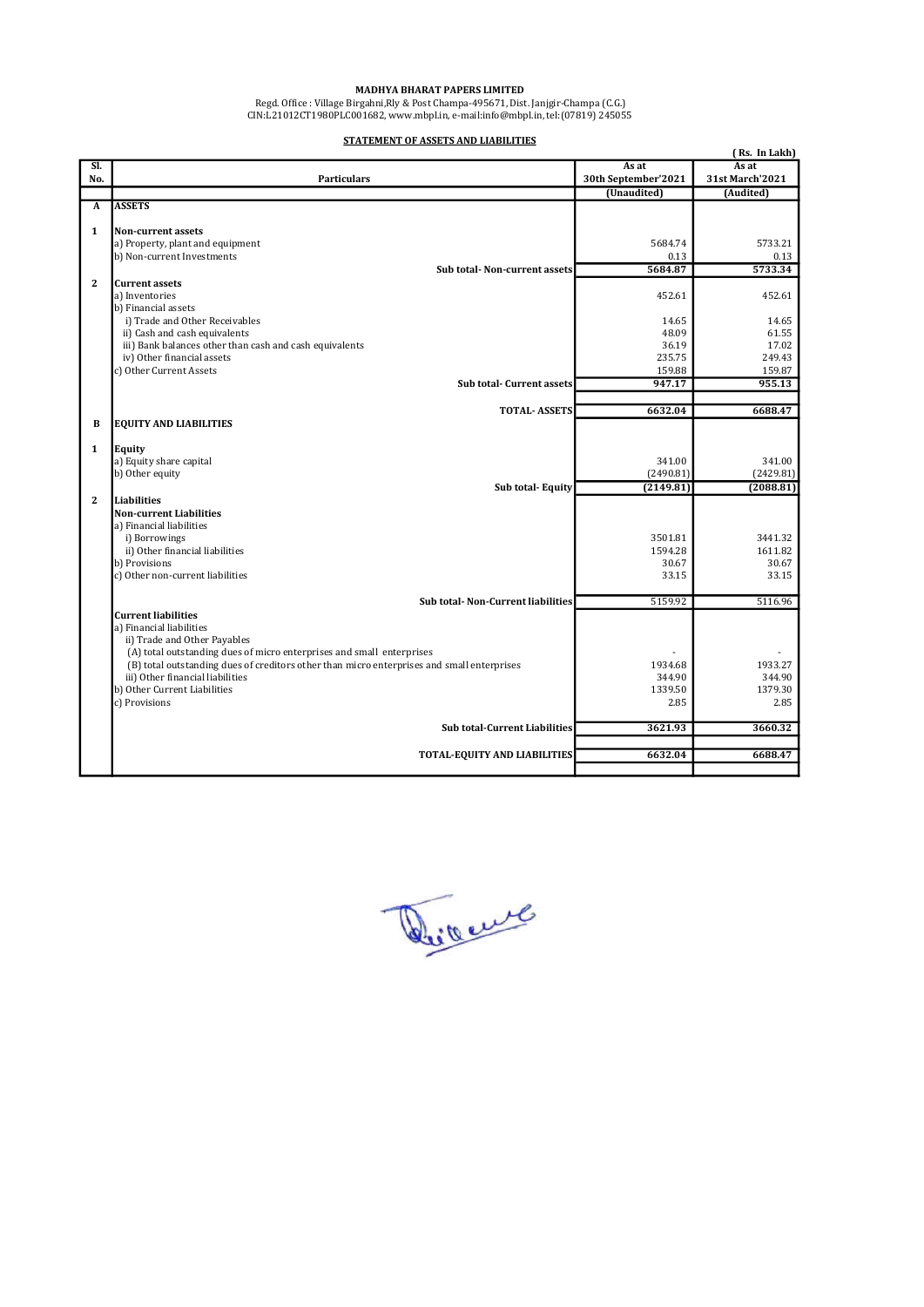**MADHYA BHARAT PAPERS LIMITED**

Regd. Office : Village Birgahni,Rly & Post Champa-495671, Dist. Janjgir-Champa (C.G.)
CIN:L21012CT1980PLC001682, www.mbpl.in, e-mail:info@mbpl.in, tel:(07819) 245055

**STATEMENT OF ASSETS AND LIABILITIES**

(Rs. In Lakh)

| Sl. No. | Particulars | As at 30th September'2021 | As at 31st March'2021 |
|---|---|---|---|
| | | (Unaudited) | (Audited) |
| **A** | **ASSETS** | | |
| **1** | **Non-current assets** | | |
| | a) Property, plant and equipment | 5684.74 | 5733.21 |
| | b) Non-current Investments | 0.13 | 0.13 |
| | **Sub total- Non-current assets** | **5684.87** | **5733.34** |
| **2** | **Current assets** | | |
| | a) Inventories | 452.61 | 452.61 |
| | b) Financial assets | | |
| | i) Trade and Other Receivables | 14.65 | 14.65 |
| | ii) Cash and cash equivalents | 48.09 | 61.55 |
| | iii) Bank balances other than cash and cash equivalents | 36.19 | 17.02 |
| | iv) Other financial assets | 235.75 | 249.43 |
| | c) Other Current Assets | 159.88 | 159.87 |
| | **Sub total- Current assets** | **947.17** | **955.13** |
| | **TOTAL- ASSETS** | **6632.04** | **6688.47** |
| **B** | **EQUITY AND LIABILITIES** | | |
| **1** | **Equity** | | |
| | a) Equity share capital | 341.00 | 341.00 |
| | b) Other equity | (2490.81) | (2429.81) |
| | **Sub total- Equity** | **(2149.81)** | **(2088.81)** |
| **2** | **Liabilities** | | |
| | **Non-current Liabilities** | | |
| | a) Financial liabilities | | |
| | i) Borrowings | 3501.81 | 3441.32 |
| | ii) Other financial liabilities | 1594.28 | 1611.82 |
| | b) Provisions | 30.67 | 30.67 |
| | c) Other non-current liabilities | 33.15 | 33.15 |
| | **Sub total- Non-Current liabilities** | 5159.92 | 5116.96 |
| | **Current liabilities** | | |
| | a) Financial liabilities | | |
| | ii) Trade and Other Payables | | |
| | (A) total outstanding dues of micro enterprises and small enterprises | - | - |
| | (B) total outstanding dues of creditors other than micro enterprises and small enterprises | 1934.68 | 1933.27 |
| | iii) Other financial liabilities | 344.90 | 344.90 |
| | b) Other Current Liabilities | 1339.50 | 1379.30 |
| | c) Provisions | 2.85 | 2.85 |
| | **Sub total-Current Liabilities** | **3621.93** | **3660.32** |
| | **TOTAL-EQUITY AND LIABILITIES** | **6632.04** | **6688.47** |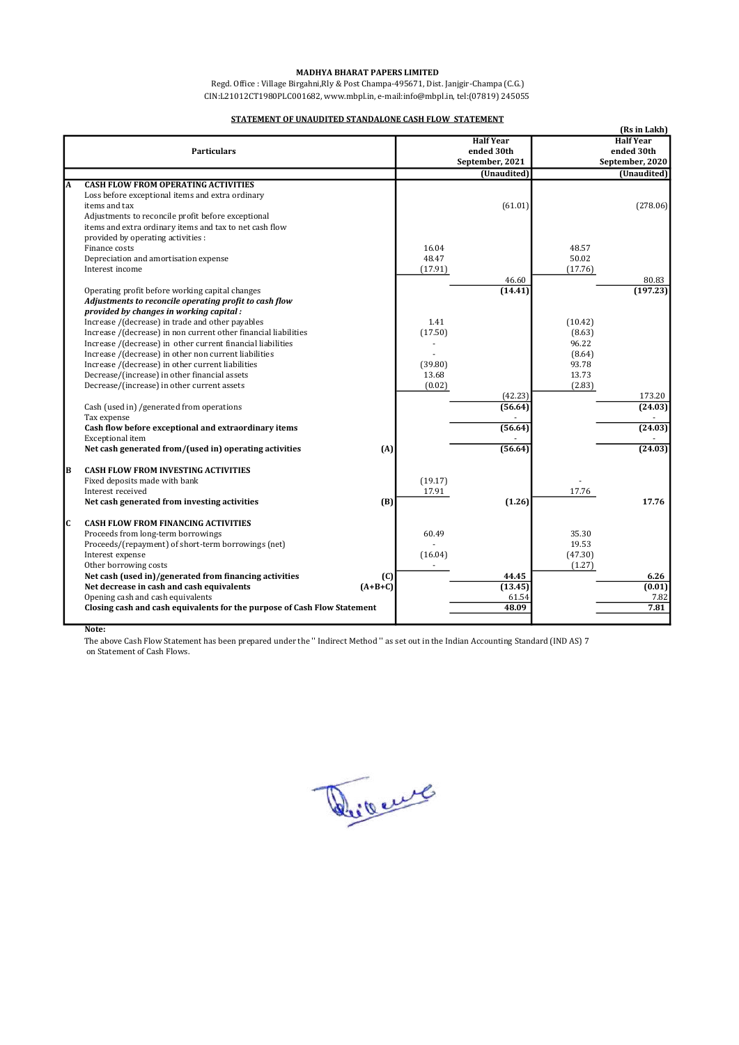**MADHYA BHARAT PAPERS LIMITED**

Regd. Office : Village Birgahni,Rly & Post Champa-495671, Dist. Janjgir-Champa (C.G.)
CIN:L21012CT1980PLC001682, www.mbpl.in, e-mail:info@mbpl.in, tel:(07819) 245055

## STATEMENT OF UNAUDITED STANDALONE CASH FLOW STATEMENT

(Rs in Lakh)

| | Particulars | | | Half Year ended 30th September, 2021 | | Half Year ended 30th September, 2020 |
|---|---|---|---|---|---|---|
| | | | | (Unaudited) | | (Unaudited) |
| A | **CASH FLOW FROM OPERATING ACTIVITIES** | | | | | |
| | Loss before exceptional items and extra ordinary items and tax | | | (61.01) | | (278.06) |
| | Adjustments to reconcile profit before exceptional items and extra ordinary items and tax to net cash flow provided by operating activities : | | | | | |
| | Finance costs | | 16.04 | | 48.57 | |
| | Depreciation and amortisation expense | | 48.47 | | 50.02 | |
| | Interest income | | (17.91) | | (17.76) | |
| | | | | 46.60 | | 80.83 |
| | Operating profit before working capital changes | | | (14.41) | | (197.23) |
| | ***Adjustments to reconcile operating profit to cash flow provided by changes in working capital :*** | | | | | |
| | Increase /(decrease) in trade and other payables | | 1.41 | | (10.42) | |
| | Increase /(decrease) in non current other financial liabilities | | (17.50) | | (8.63) | |
| | Increase /(decrease) in other current financial liabilities | | - | | 96.22 | |
| | Increase /(decrease) in other non current liabilities | | - | | (8.64) | |
| | Increase /(decrease) in other current liabilities | | (39.80) | | 93.78 | |
| | Decrease/(increase) in other financial assets | | 13.68 | | 13.73 | |
| | Decrease/(increase) in other current assets | | (0.02) | | (2.83) | |
| | | | | (42.23) | | 173.20 |
| | Cash (used in) /generated from operations | | | (56.64) | | (24.03) |
| | Tax expense | | | - | | - |
| | **Cash flow before exceptional and extraordinary items** | | | (56.64) | | (24.03) |
| | Exceptional item | | | - | | - |
| | **Net cash generated from/(used in) operating activities** | (A) | | (56.64) | | (24.03) |
| B | **CASH FLOW FROM INVESTING ACTIVITIES** | | | | | |
| | Fixed deposits made with bank | | (19.17) | | - | |
| | Interest received | | 17.91 | | 17.76 | |
| | **Net cash generated from investing activities** | (B) | | (1.26) | | 17.76 |
| C | **CASH FLOW FROM FINANCING ACTIVITIES** | | | | | |
| | Proceeds from long-term borrowings | | 60.49 | | 35.30 | |
| | Proceeds/(repayment) of short-term borrowings (net) | | - | | 19.53 | |
| | Interest expense | | (16.04) | | (47.30) | |
| | Other borrowing costs | | - | | (1.27) | |
| | **Net cash (used in)/generated from financing activities** | (C) | | 44.45 | | 6.26 |
| | **Net decrease in cash and cash equivalents** | (A+B+C) | | (13.45) | | (0.01) |
| | Opening cash and cash equivalents | | | 61.54 | | 7.82 |
| | **Closing cash and cash equivalents for the purpose of Cash Flow Statement** | | | 48.09 | | 7.81 |

**Note:**

The above Cash Flow Statement has been prepared under the '' Indirect Method '' as set out in the Indian Accounting Standard (IND AS) 7 on Statement of Cash Flows.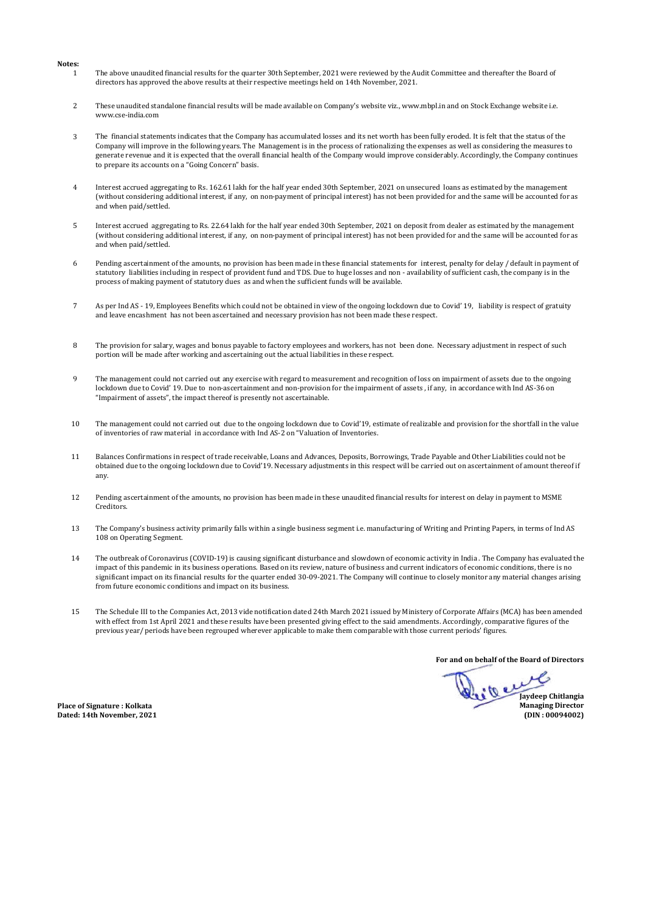**Notes:**

1. The above unaudited financial results for the quarter 30th September, 2021 were reviewed by the Audit Committee and thereafter the Board of directors has approved the above results at their respective meetings held on 14th November, 2021.

2. These unaudited standalone financial results will be made available on Company's website viz., www.mbpl.in and on Stock Exchange website i.e. www.cse-india.com

3. The financial statements indicates that the Company has accumulated losses and its net worth has been fully eroded. It is felt that the status of the Company will improve in the following years. The Management is in the process of rationalizing the expenses as well as considering the measures to generate revenue and it is expected that the overall financial health of the Company would improve considerably. Accordingly, the Company continues to prepare its accounts on a "Going Concern" basis.

4. Interest accrued aggregating to Rs. 162.61 lakh for the half year ended 30th September, 2021 on unsecured loans as estimated by the management (without considering additional interest, if any, on non-payment of principal interest) has not been provided for and the same will be accounted for as and when paid/settled.

5. Interest accrued aggregating to Rs. 22.64 lakh for the half year ended 30th September, 2021 on deposit from dealer as estimated by the management (without considering additional interest, if any, on non-payment of principal interest) has not been provided for and the same will be accounted for as and when paid/settled.

6. Pending ascertainment of the amounts, no provision has been made in these financial statements for interest, penalty for delay / default in payment of statutory liabilities including in respect of provident fund and TDS. Due to huge losses and non - availability of sufficient cash, the company is in the process of making payment of statutory dues as and when the sufficient funds will be available.

7. As per Ind AS - 19, Employees Benefits which could not be obtained in view of the ongoing lockdown due to Covid' 19, liability is respect of gratuity and leave encashment has not been ascertained and necessary provision has not been made these respect.

8. The provision for salary, wages and bonus payable to factory employees and workers, has not been done. Necessary adjustment in respect of such portion will be made after working and ascertaining out the actual liabilities in these respect.

9. The management could not carried out any exercise with regard to measurement and recognition of loss on impairment of assets due to the ongoing lockdown due to Covid' 19. Due to non-ascertainment and non-provision for the impairment of assets , if any, in accordance with Ind AS-36 on "Impairment of assets", the impact thereof is presently not ascertainable.

10. The management could not carried out due to the ongoing lockdown due to Covid'19, estimate of realizable and provision for the shortfall in the value of inventories of raw material in accordance with Ind AS-2 on "Valuation of Inventories.

11. Balances Confirmations in respect of trade receivable, Loans and Advances, Deposits, Borrowings, Trade Payable and Other Liabilities could not be obtained due to the ongoing lockdown due to Covid'19. Necessary adjustments in this respect will be carried out on ascertainment of amount thereof if any.

12. Pending ascertainment of the amounts, no provision has been made in these unaudited financial results for interest on delay in payment to MSME Creditors.

13. The Company's business activity primarily falls within a single business segment i.e. manufacturing of Writing and Printing Papers, in terms of Ind AS 108 on Operating Segment.

14. The outbreak of Coronavirus (COVID-19) is causing significant disturbance and slowdown of economic activity in India . The Company has evaluated the impact of this pandemic in its business operations. Based on its review, nature of business and current indicators of economic conditions, there is no significant impact on its financial results for the quarter ended 30-09-2021. The Company will continue to closely monitor any material changes arising from future economic conditions and impact on its business.

15. The Schedule III to the Companies Act, 2013 vide notification dated 24th March 2021 issued by Ministery of Corporate Affairs (MCA) has been amended with effect from 1st April 2021 and these results have been presented giving effect to the said amendments. Accordingly, comparative figures of the previous year/ periods have been regrouped wherever applicable to make them comparable with those current periods' figures.

**For and on behalf of the Board of Directors**

**Jaydeep Chitlangia**
**Managing Director**
**(DIN : 00094002)**

**Place of Signature : Kolkata**
**Dated: 14th November, 2021**